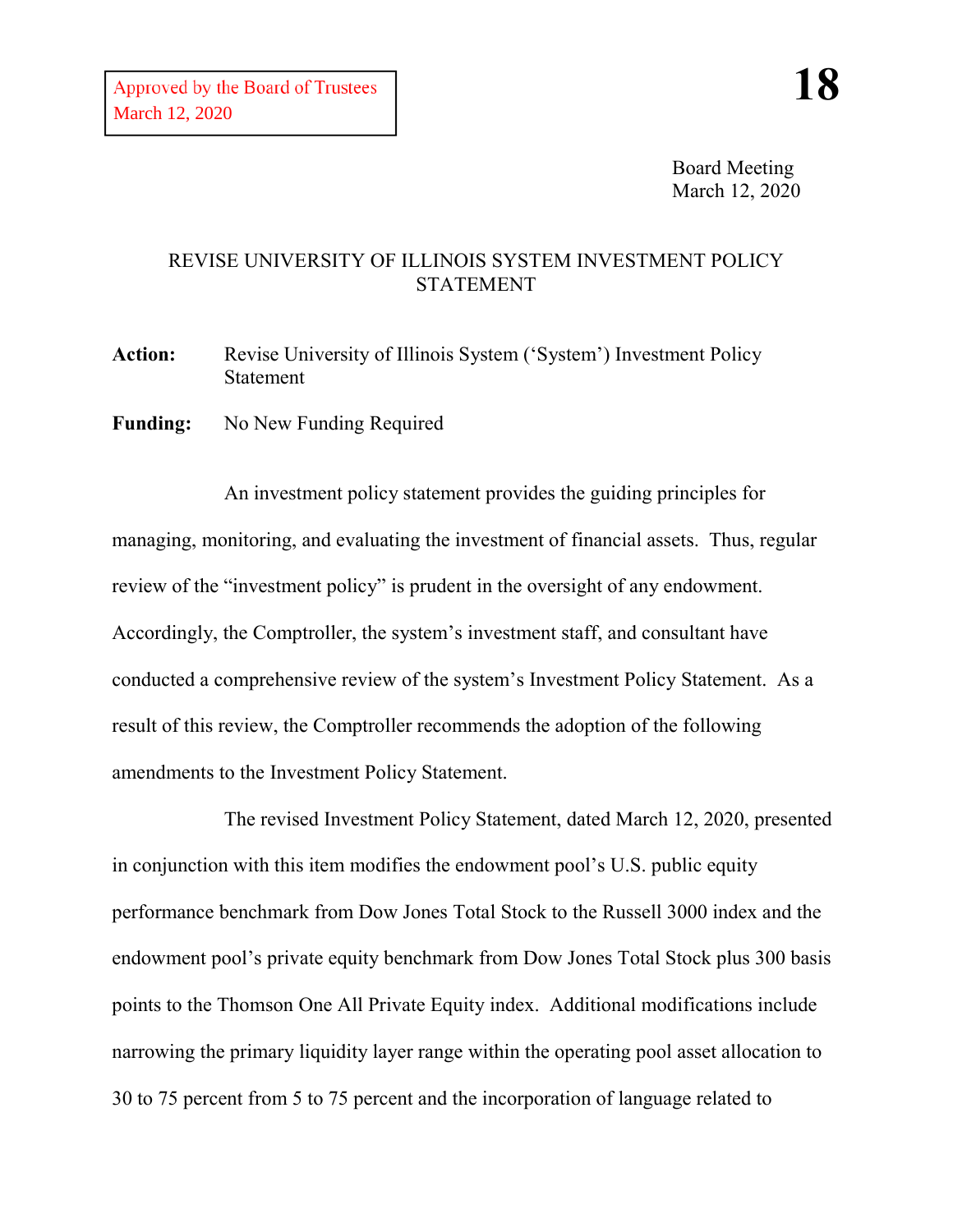Approved by the Board of Trustees
March 12, 2020

**18**

Board Meeting
March 12, 2020

# REVISE UNIVERSITY OF ILLINOIS SYSTEM INVESTMENT POLICY STATEMENT

**Action:** Revise University of Illinois System ('System') Investment Policy Statement

**Funding:** No New Funding Required

An investment policy statement provides the guiding principles for managing, monitoring, and evaluating the investment of financial assets. Thus, regular review of the "investment policy" is prudent in the oversight of any endowment. Accordingly, the Comptroller, the system's investment staff, and consultant have conducted a comprehensive review of the system's Investment Policy Statement. As a result of this review, the Comptroller recommends the adoption of the following amendments to the Investment Policy Statement.

The revised Investment Policy Statement, dated March 12, 2020, presented in conjunction with this item modifies the endowment pool's U.S. public equity performance benchmark from Dow Jones Total Stock to the Russell 3000 index and the endowment pool's private equity benchmark from Dow Jones Total Stock plus 300 basis points to the Thomson One All Private Equity index. Additional modifications include narrowing the primary liquidity layer range within the operating pool asset allocation to 30 to 75 percent from 5 to 75 percent and the incorporation of language related to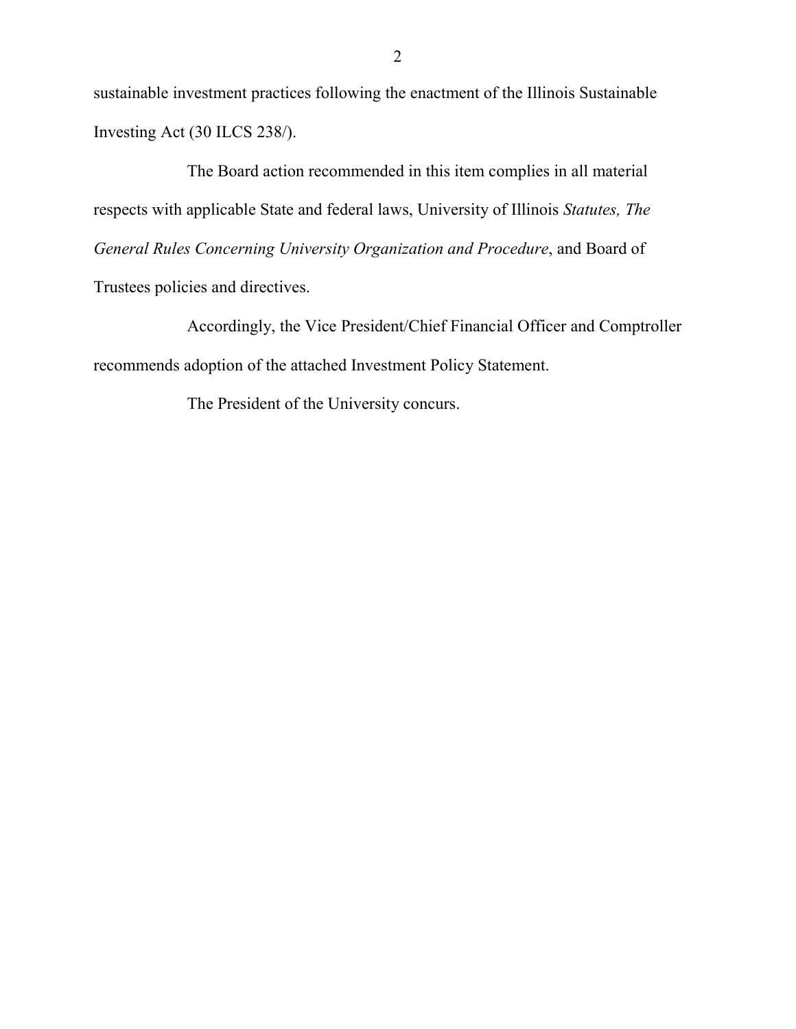sustainable investment practices following the enactment of the Illinois Sustainable Investing Act (30 ILCS 238/).

The Board action recommended in this item complies in all material respects with applicable State and federal laws, University of Illinois *Statutes, The General Rules Concerning University Organization and Procedure*, and Board of Trustees policies and directives.

Accordingly, the Vice President/Chief Financial Officer and Comptroller recommends adoption of the attached Investment Policy Statement.

The President of the University concurs.